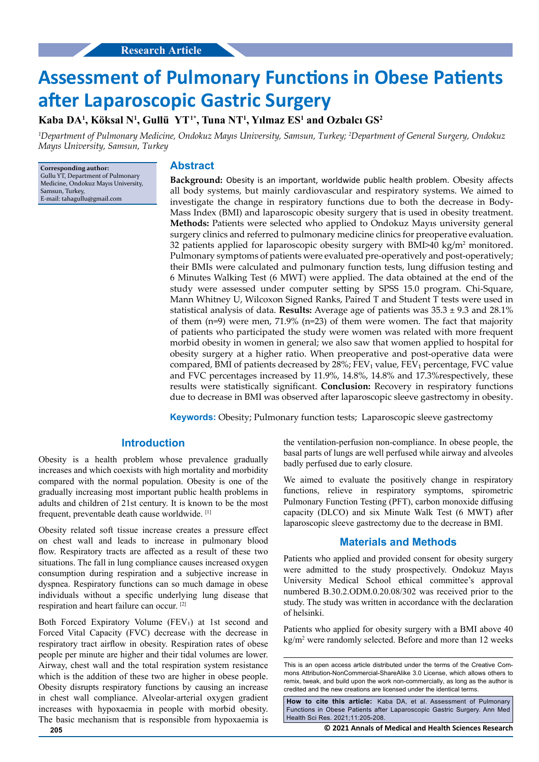Research Article

# Assessment of Pulmonary Functions in Obese Patients after Laparoscopic Gastric Surgery

**Kaba DA[1], Köksal N[1], Gullü YT[1*], Tuna NT[1], Yılmaz ES[1] and Ozbalcı GS[2]**

*[1]Department of Pulmonary Medicine, Ondokuz Mayıs University, Samsun, Turkey; [2]Department of General Surgery, Ondokuz Mayıs University, Samsun, Turkey*

**Corresponding author:**
Gullu YT, Department of Pulmonary Medicine, Ondokuz Mayıs University, Samsun, Turkey,
E-mail: tahagullu@gmail.com

## Abstract

**Background:** Obesity is an important, worldwide public health problem. Obesity affects all body systems, but mainly cardiovascular and respiratory systems. We aimed to investigate the change in respiratory functions due to both the decrease in Body-Mass Index (BMI) and laparoscopic obesity surgery that is used in obesity treatment. **Methods:** Patients were selected who applied to Ondokuz Mayıs university general surgery clinics and referred to pulmonary medicine clinics for preoperative evaluation. 32 patients applied for laparoscopic obesity surgery with BMI>40 kg/m$^2$ monitored. Pulmonary symptoms of patients were evaluated pre-operatively and post-operatively; their BMIs were calculated and pulmonary function tests, lung diffusion testing and 6 Minutes Walking Test (6 MWT) were applied. The data obtained at the end of the study were assessed under computer setting by SPSS 15.0 program. Chi-Square, Mann Whitney U, Wilcoxon Signed Ranks, Paired T and Student T tests were used in statistical analysis of data. **Results:** Average age of patients was 35.3 ± 9.3 and 28.1% of them (n=9) were men, 71.9% (n=23) of them were women. The fact that majority of patients who participated the study were women was related with more frequent morbid obesity in women in general; we also saw that women applied to hospital for obesity surgery at a higher ratio. When preoperative and post-operative data were compared, BMI of patients decreased by 28%; $FEV_1$ value, $FEV_1$ percentage, FVC value and FVC percentages increased by 11.9%, 14.8%, 14.8% and 17.3%respectively, these results were statistically significant. **Conclusion:** Recovery in respiratory functions due to decrease in BMI was observed after laparoscopic sleeve gastrectomy in obesity.

**Keywords:** Obesity; Pulmonary function tests; Laparoscopic sleeve gastrectomy

## Introduction

Obesity is a health problem whose prevalence gradually increases and which coexists with high mortality and morbidity compared with the normal population. Obesity is one of the gradually increasing most important public health problems in adults and children of 21st century. It is known to be the most frequent, preventable death cause worldwide. [1]

Obesity related soft tissue increase creates a pressure effect on chest wall and leads to increase in pulmonary blood flow. Respiratory tracts are affected as a result of these two situations. The fall in lung compliance causes increased oxygen consumption during respiration and a subjective increase in dyspnea. Respiratory functions can so much damage in obese individuals without a specific underlying lung disease that respiration and heart failure can occur. [2]

Both Forced Expiratory Volume ($FEV_1$) at 1st second and Forced Vital Capacity (FVC) decrease with the decrease in respiratory tract airflow in obesity. Respiration rates of obese people per minute are higher and their tidal volumes are lower. Airway, chest wall and the total respiration system resistance which is the addition of these two are higher in obese people. Obesity disrupts respiratory functions by causing an increase in chest wall compliance. Alveolar-arterial oxygen gradient increases with hypoxaemia in people with morbid obesity. The basic mechanism that is responsible from hypoxaemia is the ventilation-perfusion non-compliance. In obese people, the basal parts of lungs are well perfused while airway and alveoles badly perfused due to early closure.

We aimed to evaluate the positively change in respiratory functions, relieve in respiratory symptoms, spirometric Pulmonary Function Testing (PFT), carbon monoxide diffusing capacity (DLCO) and six Minute Walk Test (6 MWT) after laparoscopic sleeve gastrectomy due to the decrease in BMI.

## Materials and Methods

Patients who applied and provided consent for obesity surgery were admitted to the study prospectively. Ondokuz Mayıs University Medical School ethical committee's approval numbered B.30.2.ODM.0.20.08/302 was received prior to the study. The study was written in accordance with the declaration of helsinki.

Patients who applied for obesity surgery with a BMI above 40 kg/m$^2$ were randomly selected. Before and more than 12 weeks

This is an open access article distributed under the terms of the Creative Commons Attribution-NonCommercial-ShareAlike 3.0 License, which allows others to remix, tweak, and build upon the work non-commercially, as long as the author is credited and the new creations are licensed under the identical terms.

**How to cite this article:** Kaba DA, et al. Assessment of Pulmonary Functions in Obese Patients after Laparoscopic Gastric Surgery. Ann Med Health Sci Res. 2021;11:205-208.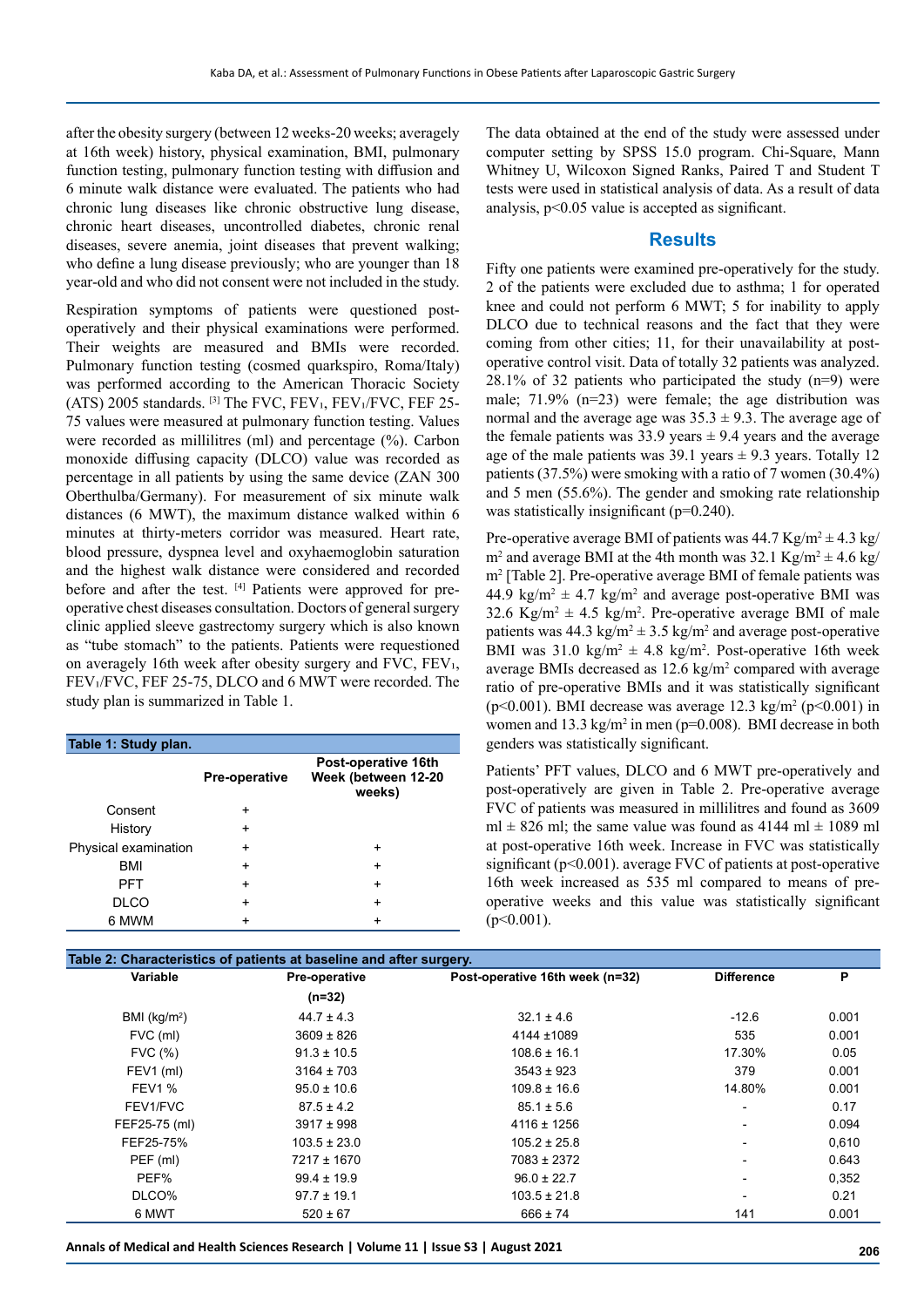after the obesity surgery (between 12 weeks-20 weeks; averagely at 16th week) history, physical examination, BMI, pulmonary function testing, pulmonary function testing with diffusion and 6 minute walk distance were evaluated. The patients who had chronic lung diseases like chronic obstructive lung disease, chronic heart diseases, uncontrolled diabetes, chronic renal diseases, severe anemia, joint diseases that prevent walking; who define a lung disease previously; who are younger than 18 year-old and who did not consent were not included in the study.

Respiration symptoms of patients were questioned post-operatively and their physical examinations were performed. Their weights are measured and BMIs were recorded. Pulmonary function testing (cosmed quarkspiro, Roma/Italy) was performed according to the American Thoracic Society (ATS) 2005 standards. [3] The FVC, $FEV_1$, $FEV_1$/FVC, FEF 25-75 values were measured at pulmonary function testing. Values were recorded as millilitres (ml) and percentage (%). Carbon monoxide diffusing capacity (DLCO) value was recorded as percentage in all patients by using the same device (ZAN 300 Oberthulba/Germany). For measurement of six minute walk distances (6 MWT), the maximum distance walked within 6 minutes at thirty-meters corridor was measured. Heart rate, blood pressure, dyspnea level and oxyhaemoglobin saturation and the highest walk distance were considered and recorded before and after the test. [4] Patients were approved for pre-operative chest diseases consultation. Doctors of general surgery clinic applied sleeve gastrectomy surgery which is also known as "tube stomach" to the patients. Patients were requestioned on averagely 16th week after obesity surgery and FVC, $FEV_1$, $FEV_1$/FVC, FEF 25-75, DLCO and 6 MWT were recorded. The study plan is summarized in Table 1.

**Table 1: Study plan.**

| | Pre-operative | Post-operative 16th Week (between 12-20 weeks) |
|---|---|---|
| Consent | + | |
| History | + | |
| Physical examination | + | + |
| BMI | + | + |
| PFT | + | + |
| DLCO | + | + |
| 6 MWM | + | + |

The data obtained at the end of the study were assessed under computer setting by SPSS 15.0 program. Chi-Square, Mann Whitney U, Wilcoxon Signed Ranks, Paired T and Student T tests were used in statistical analysis of data. As a result of data analysis, $p<0.05$ value is accepted as significant.

## Results

Fifty one patients were examined pre-operatively for the study. 2 of the patients were excluded due to asthma; 1 for operated knee and could not perform 6 MWT; 5 for inability to apply DLCO due to technical reasons and the fact that they were coming from other cities; 11, for their unavailability at post-operative control visit. Data of totally 32 patients was analyzed. 28.1% of 32 patients who participated the study (n=9) were male; 71.9% (n=23) were female; the age distribution was normal and the average age was 35.3 ± 9.3. The average age of the female patients was 33.9 years ± 9.4 years and the average age of the male patients was 39.1 years ± 9.3 years. Totally 12 patients (37.5%) were smoking with a ratio of 7 women (30.4%) and 5 men (55.6%). The gender and smoking rate relationship was statistically insignificant (p=0.240).

Pre-operative average BMI of patients was 44.7 $Kg/m^2$ ± 4.3 $kg/m^2$ and average BMI at the 4th month was 32.1 $Kg/m^2$ ± 4.6 $kg/m^2$ [Table 2]. Pre-operative average BMI of female patients was 44.9 $kg/m^2$ ± 4.7 $kg/m^2$ and average post-operative BMI was 32.6 $Kg/m^2$ ± 4.5 $kg/m^2$. Pre-operative average BMI of male patients was 44.3 $kg/m^2$ ± 3.5 $kg/m^2$ and average post-operative BMI was 31.0 $kg/m^2$ ± 4.8 $kg/m^2$. Post-operative 16th week average BMIs decreased as 12.6 $kg/m^2$ compared with average ratio of pre-operative BMIs and it was statistically significant ($p<0.001$). BMI decrease was average 12.3 $kg/m^2$ ($p<0.001$) in women and 13.3 $kg/m^2$ in men (p=0.008). BMI decrease in both genders was statistically significant.

Patients' PFT values, DLCO and 6 MWT pre-operatively and post-operatively are given in Table 2. Pre-operative average FVC of patients was measured in millilitres and found as 3609 ml ± 826 ml; the same value was found as 4144 ml ± 1089 ml at post-operative 16th week. Increase in FVC was statistically significant ($p<0.001$). average FVC of patients at post-operative 16th week increased as 535 ml compared to means of pre-operative weeks and this value was statistically significant ($p<0.001$).

**Table 2: Characteristics of patients at baseline and after surgery.**

| Variable | Pre-operative (n=32) | Post-operative 16th week (n=32) | Difference | P |
|---|---|---|---|---|
| BMI ($kg/m^2$) | 44.7 ± 4.3 | 32.1 ± 4.6 | -12.6 | 0.001 |
| FVC (ml) | 3609 ± 826 | 4144 ±1089 | 535 | 0.001 |
| FVC (%) | 91.3 ± 10.5 | 108.6 ± 16.1 | 17.30% | 0.05 |
| FEV1 (ml) | 3164 ± 703 | 3543 ± 923 | 379 | 0.001 |
| FEV1 % | 95.0 ± 10.6 | 109.8 ± 16.6 | 14.80% | 0.001 |
| FEV1/FVC | 87.5 ± 4.2 | 85.1 ± 5.6 | - | 0.17 |
| FEF25-75 (ml) | 3917 ± 998 | 4116 ± 1256 | - | 0.094 |
| FEF25-75% | 103.5 ± 23.0 | 105.2 ± 25.8 | - | 0,610 |
| PEF (ml) | 7217 ± 1670 | 7083 ± 2372 | - | 0.643 |
| PEF% | 99.4 ± 19.9 | 96.0 ± 22.7 | - | 0,352 |
| DLCO% | 97.7 ± 19.1 | 103.5 ± 21.8 | - | 0.21 |
| 6 MWT | 520 ± 67 | 666 ± 74 | 141 | 0.001 |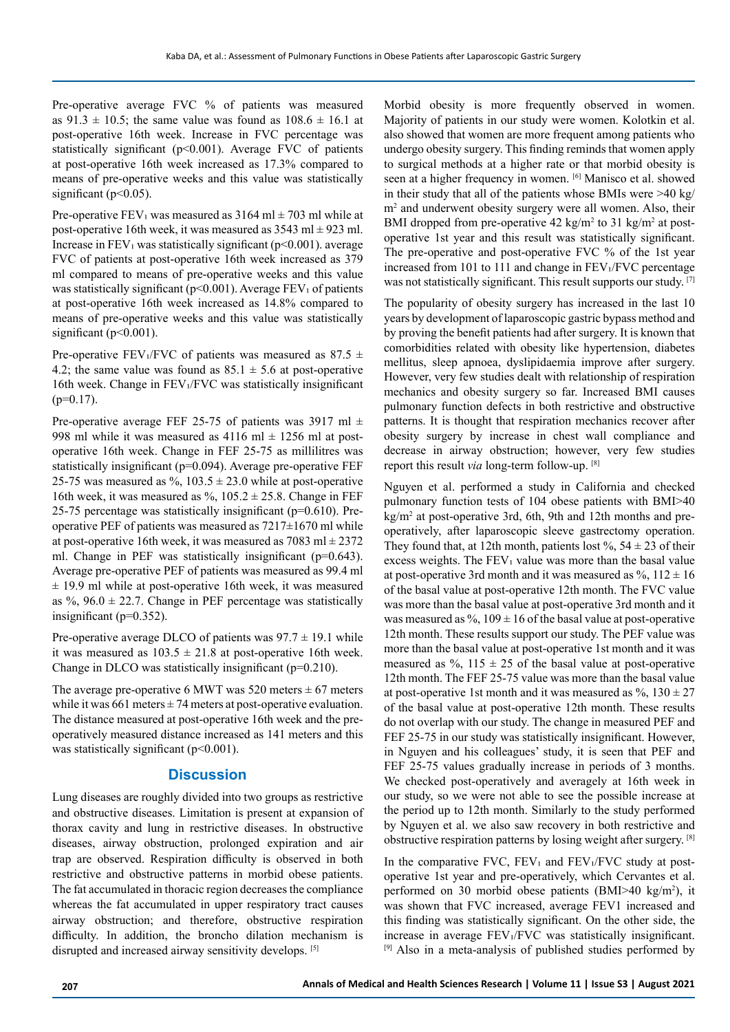Pre-operative average FVC % of patients was measured as $91.3 \pm 10.5$; the same value was found as $108.6 \pm 16.1$ at post-operative 16th week. Increase in FVC percentage was statistically significant ($p<0.001$). Average FVC of patients at post-operative 16th week increased as 17.3% compared to means of pre-operative weeks and this value was statistically significant ($p<0.05$).

Pre-operative $FEV_1$ was measured as 3164 ml ± 703 ml while at post-operative 16th week, it was measured as 3543 ml ± 923 ml. Increase in $FEV_1$ was statistically significant ($p<0.001$). average FVC of patients at post-operative 16th week increased as 379 ml compared to means of pre-operative weeks and this value was statistically significant ($p<0.001$). Average $FEV_1$ of patients at post-operative 16th week increased as 14.8% compared to means of pre-operative weeks and this value was statistically significant ($p<0.001$).

Pre-operative $FEV_1$/FVC of patients was measured as $87.5 \pm 4.2$; the same value was found as $85.1 \pm 5.6$ at post-operative 16th week. Change in $FEV_1$/FVC was statistically insignificant ($p=0.17$).

Pre-operative average FEF 25-75 of patients was 3917 ml ± 998 ml while it was measured as 4116 ml ± 1256 ml at post-operative 16th week. Change in FEF 25-75 as millilitres was statistically insignificant ($p=0.094$). Average pre-operative FEF 25-75 was measured as %, $103.5 \pm 23.0$ while at post-operative 16th week, it was measured as %, $105.2 \pm 25.8$. Change in FEF 25-75 percentage was statistically insignificant ($p=0.610$). Pre-operative PEF of patients was measured as 7217±1670 ml while at post-operative 16th week, it was measured as 7083 ml ± 2372 ml. Change in PEF was statistically insignificant ($p=0.643$). Average pre-operative PEF of patients was measured as 99.4 ml ± 19.9 ml while at post-operative 16th week, it was measured as %, $96.0 \pm 22.7$. Change in PEF percentage was statistically insignificant ($p=0.352$).

Pre-operative average DLCO of patients was $97.7 \pm 19.1$ while it was measured as $103.5 \pm 21.8$ at post-operative 16th week. Change in DLCO was statistically insignificant ($p=0.210$).

The average pre-operative 6 MWT was 520 meters ± 67 meters while it was 661 meters ± 74 meters at post-operative evaluation. The distance measured at post-operative 16th week and the pre-operatively measured distance increased as 141 meters and this was statistically significant ($p<0.001$).

## Discussion

Lung diseases are roughly divided into two groups as restrictive and obstructive diseases. Limitation is present at expansion of thorax cavity and lung in restrictive diseases. In obstructive diseases, airway obstruction, prolonged expiration and air trap are observed. Respiration difficulty is observed in both restrictive and obstructive patterns in morbid obese patients. The fat accumulated in thoracic region decreases the compliance whereas the fat accumulated in upper respiratory tract causes airway obstruction; and therefore, obstructive respiration difficulty. In addition, the broncho dilation mechanism is disrupted and increased airway sensitivity develops. [5]

Morbid obesity is more frequently observed in women. Majority of patients in our study were women. Kolotkin et al. also showed that women are more frequent among patients who undergo obesity surgery. This finding reminds that women apply to surgical methods at a higher rate or that morbid obesity is seen at a higher frequency in women. [6] Manisco et al. showed in their study that all of the patients whose BMIs were >40 kg/m$^2$ and underwent obesity surgery were all women. Also, their BMI dropped from pre-operative 42 kg/m$^2$ to 31 kg/m$^2$ at post-operative 1st year and this result was statistically significant. The pre-operative and post-operative FVC % of the 1st year increased from 101 to 111 and change in $FEV_1$/FVC percentage was not statistically significant. This result supports our study. [7]

The popularity of obesity surgery has increased in the last 10 years by development of laparoscopic gastric bypass method and by proving the benefit patients had after surgery. It is known that comorbidities related with obesity like hypertension, diabetes mellitus, sleep apnoea, dyslipidaemia improve after surgery. However, very few studies dealt with relationship of respiration mechanics and obesity surgery so far. Increased BMI causes pulmonary function defects in both restrictive and obstructive patterns. It is thought that respiration mechanics recover after obesity surgery by increase in chest wall compliance and decrease in airway obstruction; however, very few studies report this result *via* long-term follow-up. [8]

Nguyen et al. performed a study in California and checked pulmonary function tests of 104 obese patients with BMI>40 kg/m$^2$ at post-operative 3rd, 6th, 9th and 12th months and pre-operatively, after laparoscopic sleeve gastrectomy operation. They found that, at 12th month, patients lost %, $54 \pm 23$ of their excess weights. The $FEV_1$ value was more than the basal value at post-operative 3rd month and it was measured as %, $112 \pm 16$ of the basal value at post-operative 12th month. The FVC value was more than the basal value at post-operative 3rd month and it was measured as %, $109 \pm 16$ of the basal value at post-operative 12th month. These results support our study. The PEF value was more than the basal value at post-operative 1st month and it was measured as %, $115 \pm 25$ of the basal value at post-operative 12th month. The FEF 25-75 value was more than the basal value at post-operative 1st month and it was measured as %, $130 \pm 27$ of the basal value at post-operative 12th month. These results do not overlap with our study. The change in measured PEF and FEF 25-75 in our study was statistically insignificant. However, in Nguyen and his colleagues' study, it is seen that PEF and FEF 25-75 values gradually increase in periods of 3 months. We checked post-operatively and averagely at 16th week in our study, so we were not able to see the possible increase at the period up to 12th month. Similarly to the study performed by Nguyen et al. we also saw recovery in both restrictive and obstructive respiration patterns by losing weight after surgery. [8]

In the comparative FVC, $FEV_1$ and $FEV_1$/FVC study at post-operative 1st year and pre-operatively, which Cervantes et al. performed on 30 morbid obese patients (BMI>40 kg/m$^2$), it was shown that FVC increased, average FEV1 increased and this finding was statistically significant. On the other side, the increase in average $FEV_1$/FVC was statistically insignificant. [9] Also in a meta-analysis of published studies performed by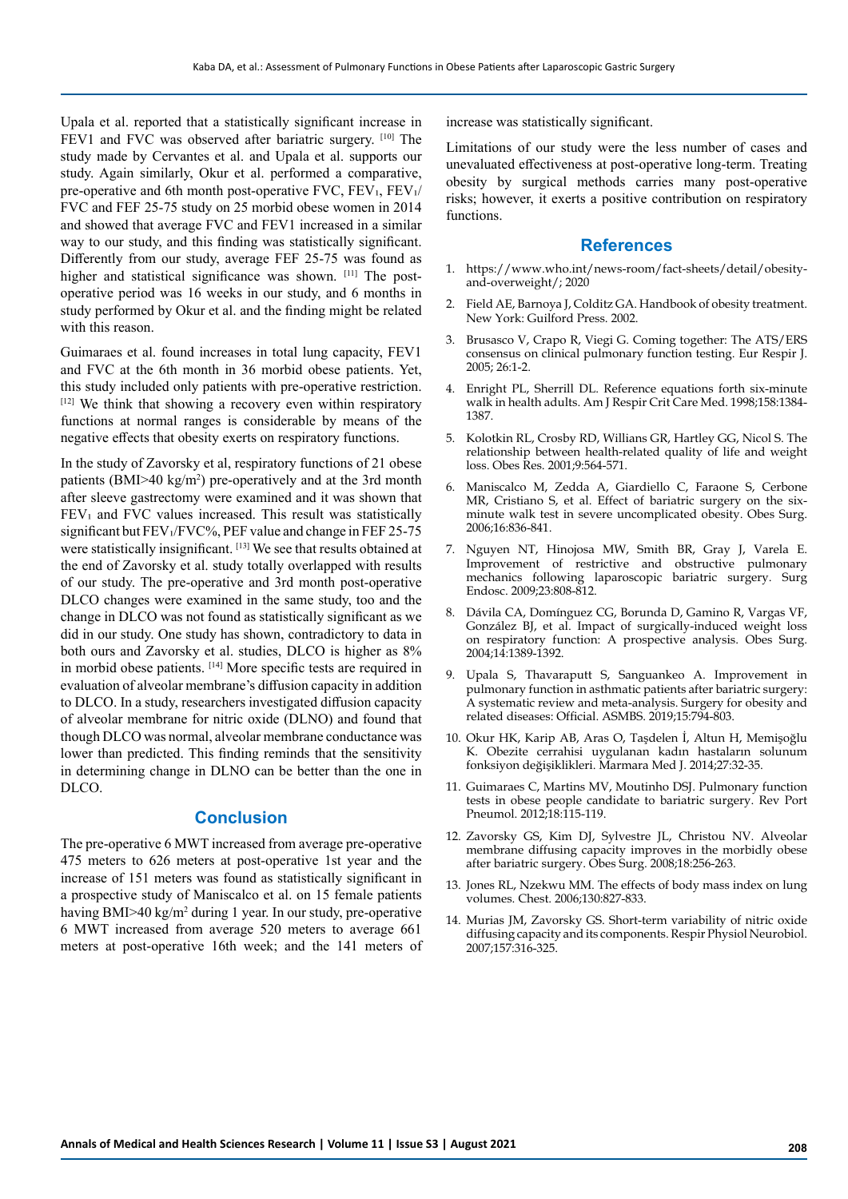Upala et al. reported that a statistically significant increase in FEV1 and FVC was observed after bariatric surgery. [10] The study made by Cervantes et al. and Upala et al. supports our study. Again similarly, Okur et al. performed a comparative, pre-operative and 6th month post-operative FVC, $FEV_1$, $FEV_1$/FVC and FEF 25-75 study on 25 morbid obese women in 2014 and showed that average FVC and FEV1 increased in a similar way to our study, and this finding was statistically significant. Differently from our study, average FEF 25-75 was found as higher and statistical significance was shown. [11] The post-operative period was 16 weeks in our study, and 6 months in study performed by Okur et al. and the finding might be related with this reason.

Guimaraes et al. found increases in total lung capacity, FEV1 and FVC at the 6th month in 36 morbid obese patients. Yet, this study included only patients with pre-operative restriction. [12] We think that showing a recovery even within respiratory functions at normal ranges is considerable by means of the negative effects that obesity exerts on respiratory functions.

In the study of Zavorsky et al, respiratory functions of 21 obese patients (BMI>40 kg/m$^2$) pre-operatively and at the 3rd month after sleeve gastrectomy were examined and it was shown that $FEV_1$ and FVC values increased. This result was statistically significant but $FEV_1$/FVC%, PEF value and change in FEF 25-75 were statistically insignificant. [13] We see that results obtained at the end of Zavorsky et al. study totally overlapped with results of our study. The pre-operative and 3rd month post-operative DLCO changes were examined in the same study, too and the change in DLCO was not found as statistically significant as we did in our study. One study has shown, contradictory to data in both ours and Zavorsky et al. studies, DLCO is higher as 8% in morbid obese patients. [14] More specific tests are required in evaluation of alveolar membrane's diffusion capacity in addition to DLCO. In a study, researchers investigated diffusion capacity of alveolar membrane for nitric oxide (DLNO) and found that though DLCO was normal, alveolar membrane conductance was lower than predicted. This finding reminds that the sensitivity in determining change in DLNO can be better than the one in DLCO.

## Conclusion

The pre-operative 6 MWT increased from average pre-operative 475 meters to 626 meters at post-operative 1st year and the increase of 151 meters was found as statistically significant in a prospective study of Maniscalco et al. on 15 female patients having BMI>40 kg/m$^2$ during 1 year. In our study, pre-operative 6 MWT increased from average 520 meters to average 661 meters at post-operative 16th week; and the 141 meters of increase was statistically significant.

Limitations of our study were the less number of cases and unevaluated effectiveness at post-operative long-term. Treating obesity by surgical methods carries many post-operative risks; however, it exerts a positive contribution on respiratory functions.

## References

1. https://www.who.int/news-room/fact-sheets/detail/obesity-and-overweight/; 2020
2. Field AE, Barnoya J, Colditz GA. Handbook of obesity treatment. New York: Guilford Press. 2002.
3. Brusasco V, Crapo R, Viegi G. Coming together: The ATS/ERS consensus on clinical pulmonary function testing. Eur Respir J. 2005; 26:1-2.
4. Enright PL, Sherrill DL. Reference equations forth six-minute walk in health adults. Am J Respir Crit Care Med. 1998;158:1384-1387.
5. Kolotkin RL, Crosby RD, Willians GR, Hartley GG, Nicol S. The relationship between health-related quality of life and weight loss. Obes Res. 2001;9:564-571.
6. Maniscalco M, Zedda A, Giardiello C, Faraone S, Cerbone MR, Cristiano S, et al. Effect of bariatric surgery on the six-minute walk test in severe uncomplicated obesity. Obes Surg. 2006;16:836-841.
7. Nguyen NT, Hinojosa MW, Smith BR, Gray J, Varela E. Improvement of restrictive and obstructive pulmonary mechanics following laparoscopic bariatric surgery. Surg Endosc. 2009;23:808-812.
8. Dávila CA, Domínguez CG, Borunda D, Gamino R, Vargas VF, González BJ, et al. Impact of surgically-induced weight loss on respiratory function: A prospective analysis. Obes Surg. 2004;14:1389-1392.
9. Upala S, Thavaraputt S, Sanguankeo A. Improvement in pulmonary function in asthmatic patients after bariatric surgery: A systematic review and meta-analysis. Surgery for obesity and related diseases: Official. ASMBS. 2019;15:794-803.
10. Okur HK, Karip AB, Aras O, Taşdelen İ, Altun H, Memişoğlu K. Obezite cerrahisi uygulanan kadın hastaların solunum fonksiyon değişiklikleri. Marmara Med J. 2014;27:32-35.
11. Guimaraes C, Martins MV, Moutinho DSJ. Pulmonary function tests in obese people candidate to bariatric surgery. Rev Port Pneumol. 2012;18:115-119.
12. Zavorsky GS, Kim DJ, Sylvestre JL, Christou NV. Alveolar membrane diffusing capacity improves in the morbidly obese after bariatric surgery. Obes Surg. 2008;18:256-263.
13. Jones RL, Nzekwu MM. The effects of body mass index on lung volumes. Chest. 2006;130:827-833.
14. Murias JM, Zavorsky GS. Short-term variability of nitric oxide diffusing capacity and its components. Respir Physiol Neurobiol. 2007;157:316-325.